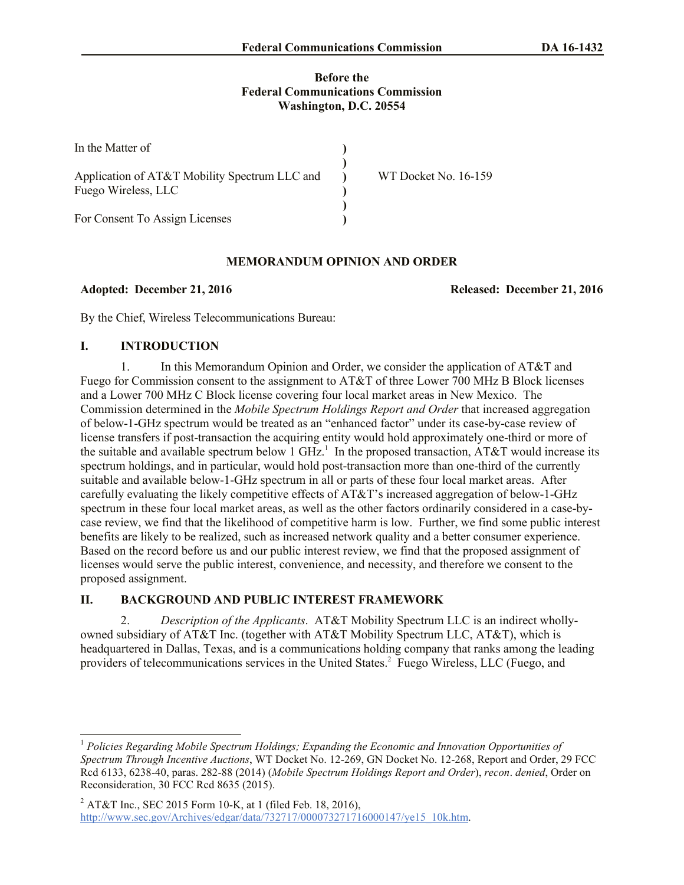**Before the**
**Federal Communications Commission**
**Washington, D.C. 20554**

| | | |
|---|---|---|
| In the Matter of | ) | |
| | ) | |
| Application of AT&T Mobility Spectrum LLC and Fuego Wireless, LLC | ) | WT Docket No. 16-159 |
| | ) | |
| For Consent To Assign Licenses | ) | |

## MEMORANDUM OPINION AND ORDER

**Adopted: December 21, 2016** **Released: December 21, 2016**

By the Chief, Wireless Telecommunications Bureau:

## I. INTRODUCTION

1. In this Memorandum Opinion and Order, we consider the application of AT&T and Fuego for Commission consent to the assignment to AT&T of three Lower 700 MHz B Block licenses and a Lower 700 MHz C Block license covering four local market areas in New Mexico. The Commission determined in the *Mobile Spectrum Holdings Report and Order* that increased aggregation of below-1-GHz spectrum would be treated as an "enhanced factor" under its case-by-case review of license transfers if post-transaction the acquiring entity would hold approximately one-third or more of the suitable and available spectrum below 1 GHz.[1] In the proposed transaction, AT&T would increase its spectrum holdings, and in particular, would hold post-transaction more than one-third of the currently suitable and available below-1-GHz spectrum in all or parts of these four local market areas. After carefully evaluating the likely competitive effects of AT&T's increased aggregation of below-1-GHz spectrum in these four local market areas, as well as the other factors ordinarily considered in a case-by-case review, we find that the likelihood of competitive harm is low. Further, we find some public interest benefits are likely to be realized, such as increased network quality and a better consumer experience. Based on the record before us and our public interest review, we find that the proposed assignment of licenses would serve the public interest, convenience, and necessity, and therefore we consent to the proposed assignment.

## II. BACKGROUND AND PUBLIC INTEREST FRAMEWORK

2. *Description of the Applicants*. AT&T Mobility Spectrum LLC is an indirect wholly-owned subsidiary of AT&T Inc. (together with AT&T Mobility Spectrum LLC, AT&T), which is headquartered in Dallas, Texas, and is a communications holding company that ranks among the leading providers of telecommunications services in the United States.[2] Fuego Wireless, LLC (Fuego, and

---

[1] *Policies Regarding Mobile Spectrum Holdings; Expanding the Economic and Innovation Opportunities of Spectrum Through Incentive Auctions*, WT Docket No. 12-269, GN Docket No. 12-268, Report and Order, 29 FCC Rcd 6133, 6238-40, paras. 282-88 (2014) (*Mobile Spectrum Holdings Report and Order*), *recon*. *denied*, Order on Reconsideration, 30 FCC Rcd 8635 (2015).

[2] AT&T Inc., SEC 2015 Form 10-K, at 1 (filed Feb. 18, 2016), http://www.sec.gov/Archives/edgar/data/732717/000073271716000147/ye15_10k.htm.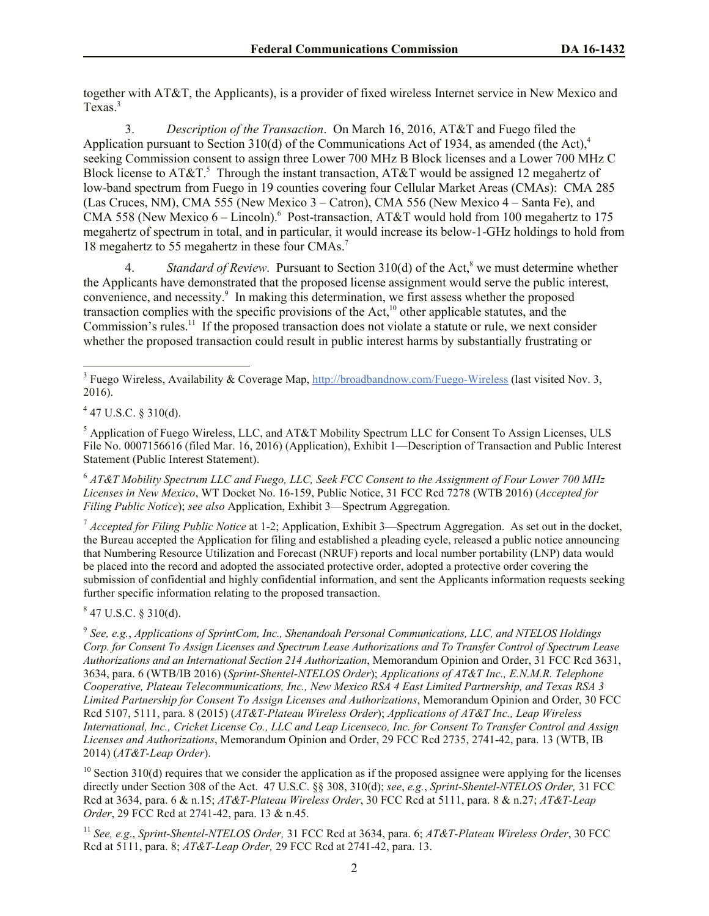together with AT&T, the Applicants), is a provider of fixed wireless Internet service in New Mexico and Texas.[3]

3. *Description of the Transaction*. On March 16, 2016, AT&T and Fuego filed the Application pursuant to Section 310(d) of the Communications Act of 1934, as amended (the Act),[4] seeking Commission consent to assign three Lower 700 MHz B Block licenses and a Lower 700 MHz C Block license to AT&T.[5] Through the instant transaction, AT&T would be assigned 12 megahertz of low-band spectrum from Fuego in 19 counties covering four Cellular Market Areas (CMAs): CMA 285 (Las Cruces, NM), CMA 555 (New Mexico 3 – Catron), CMA 556 (New Mexico 4 – Santa Fe), and CMA 558 (New Mexico 6 – Lincoln).[6] Post-transaction, AT&T would hold from 100 megahertz to 175 megahertz of spectrum in total, and in particular, it would increase its below-1-GHz holdings to hold from 18 megahertz to 55 megahertz in these four CMAs.[7]

4. *Standard of Review*. Pursuant to Section 310(d) of the Act,[8] we must determine whether the Applicants have demonstrated that the proposed license assignment would serve the public interest, convenience, and necessity.[9] In making this determination, we first assess whether the proposed transaction complies with the specific provisions of the Act,[10] other applicable statutes, and the Commission's rules.[11] If the proposed transaction does not violate a statute or rule, we next consider whether the proposed transaction could result in public interest harms by substantially frustrating or

---

[3] Fuego Wireless, Availability & Coverage Map, http://broadbandnow.com/Fuego-Wireless (last visited Nov. 3, 2016).

[4] 47 U.S.C. § 310(d).

[5] Application of Fuego Wireless, LLC, and AT&T Mobility Spectrum LLC for Consent To Assign Licenses, ULS File No. 0007156616 (filed Mar. 16, 2016) (Application), Exhibit 1—Description of Transaction and Public Interest Statement (Public Interest Statement).

[6] *AT&T Mobility Spectrum LLC and Fuego, LLC, Seek FCC Consent to the Assignment of Four Lower 700 MHz Licenses in New Mexico*, WT Docket No. 16-159, Public Notice, 31 FCC Rcd 7278 (WTB 2016) (*Accepted for Filing Public Notice*); *see also* Application, Exhibit 3—Spectrum Aggregation.

[7] *Accepted for Filing Public Notice* at 1-2; Application, Exhibit 3—Spectrum Aggregation. As set out in the docket, the Bureau accepted the Application for filing and established a pleading cycle, released a public notice announcing that Numbering Resource Utilization and Forecast (NRUF) reports and local number portability (LNP) data would be placed into the record and adopted the associated protective order, adopted a protective order covering the submission of confidential and highly confidential information, and sent the Applicants information requests seeking further specific information relating to the proposed transaction.

[8] 47 U.S.C. § 310(d).

[9] *See, e.g.*, *Applications of SprintCom, Inc., Shenandoah Personal Communications, LLC, and NTELOS Holdings Corp. for Consent To Assign Licenses and Spectrum Lease Authorizations and To Transfer Control of Spectrum Lease Authorizations and an International Section 214 Authorization*, Memorandum Opinion and Order, 31 FCC Rcd 3631, 3634, para. 6 (WTB/IB 2016) (*Sprint-Shentel-NTELOS Order*); *Applications of AT&T Inc., E.N.M.R. Telephone Cooperative, Plateau Telecommunications, Inc., New Mexico RSA 4 East Limited Partnership, and Texas RSA 3 Limited Partnership for Consent To Assign Licenses and Authorizations*, Memorandum Opinion and Order, 30 FCC Rcd 5107, 5111, para. 8 (2015) (*AT&T-Plateau Wireless Order*); *Applications of AT&T Inc., Leap Wireless International, Inc., Cricket License Co., LLC and Leap Licenseco, Inc. for Consent To Transfer Control and Assign Licenses and Authorizations*, Memorandum Opinion and Order, 29 FCC Rcd 2735, 2741-42, para. 13 (WTB, IB 2014) (*AT&T-Leap Order*).

[10] Section 310(d) requires that we consider the application as if the proposed assignee were applying for the licenses directly under Section 308 of the Act. 47 U.S.C. §§ 308, 310(d); *see*, *e.g.*, *Sprint-Shentel-NTELOS Order,* 31 FCC Rcd at 3634, para. 6 & n.15; *AT&T-Plateau Wireless Order*, 30 FCC Rcd at 5111, para. 8 & n.27; *AT&T-Leap Order*, 29 FCC Rcd at 2741-42, para. 13 & n.45.

[11] *See, e.g*., *Sprint-Shentel-NTELOS Order,* 31 FCC Rcd at 3634, para. 6; *AT&T-Plateau Wireless Order*, 30 FCC Rcd at 5111, para. 8; *AT&T-Leap Order,* 29 FCC Rcd at 2741-42, para. 13.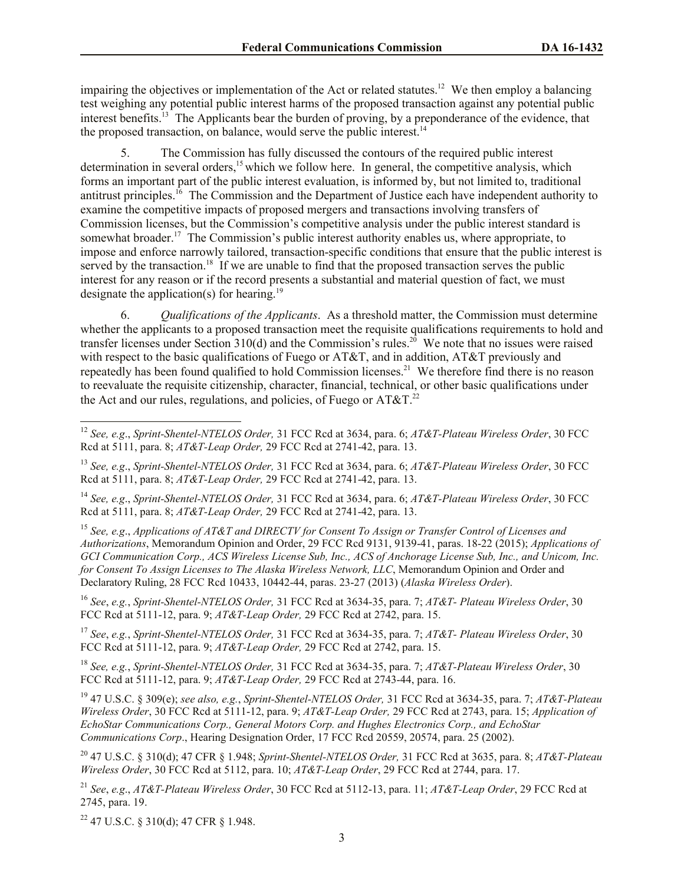impairing the objectives or implementation of the Act or related statutes.[12] We then employ a balancing test weighing any potential public interest harms of the proposed transaction against any potential public interest benefits.[13] The Applicants bear the burden of proving, by a preponderance of the evidence, that the proposed transaction, on balance, would serve the public interest.[14]

5. The Commission has fully discussed the contours of the required public interest determination in several orders,[15] which we follow here. In general, the competitive analysis, which forms an important part of the public interest evaluation, is informed by, but not limited to, traditional antitrust principles.[16] The Commission and the Department of Justice each have independent authority to examine the competitive impacts of proposed mergers and transactions involving transfers of Commission licenses, but the Commission's competitive analysis under the public interest standard is somewhat broader.[17] The Commission's public interest authority enables us, where appropriate, to impose and enforce narrowly tailored, transaction-specific conditions that ensure that the public interest is served by the transaction.[18] If we are unable to find that the proposed transaction serves the public interest for any reason or if the record presents a substantial and material question of fact, we must designate the application(s) for hearing.[19]

6. *Qualifications of the Applicants*. As a threshold matter, the Commission must determine whether the applicants to a proposed transaction meet the requisite qualifications requirements to hold and transfer licenses under Section 310(d) and the Commission's rules.[20] We note that no issues were raised with respect to the basic qualifications of Fuego or AT&T, and in addition, AT&T previously and repeatedly has been found qualified to hold Commission licenses.[21] We therefore find there is no reason to reevaluate the requisite citizenship, character, financial, technical, or other basic qualifications under the Act and our rules, regulations, and policies, of Fuego or AT&T.[22]

---

[12] *See, e.g.*, *Sprint-Shentel-NTELOS Order,* 31 FCC Rcd at 3634, para. 6; *AT&T-Plateau Wireless Order*, 30 FCC Rcd at 5111, para. 8; *AT&T-Leap Order,* 29 FCC Rcd at 2741-42, para. 13.

[13] *See, e.g.*, *Sprint-Shentel-NTELOS Order,* 31 FCC Rcd at 3634, para. 6; *AT&T-Plateau Wireless Order*, 30 FCC Rcd at 5111, para. 8; *AT&T-Leap Order,* 29 FCC Rcd at 2741-42, para. 13.

[14] *See, e.g.*, *Sprint-Shentel-NTELOS Order,* 31 FCC Rcd at 3634, para. 6; *AT&T-Plateau Wireless Order*, 30 FCC Rcd at 5111, para. 8; *AT&T-Leap Order,* 29 FCC Rcd at 2741-42, para. 13.

[15] *See, e.g.*, *Applications of AT&T and DIRECTV for Consent To Assign or Transfer Control of Licenses and Authorizations*, Memorandum Opinion and Order, 29 FCC Rcd 9131, 9139-41, paras. 18-22 (2015); *Applications of GCI Communication Corp., ACS Wireless License Sub, Inc., ACS of Anchorage License Sub, Inc., and Unicom, Inc. for Consent To Assign Licenses to The Alaska Wireless Network, LLC*, Memorandum Opinion and Order and Declaratory Ruling, 28 FCC Rcd 10433, 10442-44, paras. 23-27 (2013) (*Alaska Wireless Order*).

[16] *See*, *e.g.*, *Sprint-Shentel-NTELOS Order,* 31 FCC Rcd at 3634-35, para. 7; *AT&T- Plateau Wireless Order*, 30 FCC Rcd at 5111-12, para. 9; *AT&T-Leap Order,* 29 FCC Rcd at 2742, para. 15.

[17] *See*, *e.g.*, *Sprint-Shentel-NTELOS Order,* 31 FCC Rcd at 3634-35, para. 7; *AT&T- Plateau Wireless Order*, 30 FCC Rcd at 5111-12, para. 9; *AT&T-Leap Order,* 29 FCC Rcd at 2742, para. 15.

[18] *See, e.g.*, *Sprint-Shentel-NTELOS Order,* 31 FCC Rcd at 3634-35, para. 7; *AT&T-Plateau Wireless Order*, 30 FCC Rcd at 5111-12, para. 9; *AT&T-Leap Order,* 29 FCC Rcd at 2743-44, para. 16.

[19] 47 U.S.C. § 309(e); *see also, e.g.*, *Sprint-Shentel-NTELOS Order,* 31 FCC Rcd at 3634-35, para. 7; *AT&T-Plateau Wireless Order*, 30 FCC Rcd at 5111-12, para. 9; *AT&T-Leap Order,* 29 FCC Rcd at 2743, para. 15; *Application of EchoStar Communications Corp., General Motors Corp. and Hughes Electronics Corp., and EchoStar Communications Corp*., Hearing Designation Order, 17 FCC Rcd 20559, 20574, para. 25 (2002).

[20] 47 U.S.C. § 310(d); 47 CFR § 1.948; *Sprint-Shentel-NTELOS Order,* 31 FCC Rcd at 3635, para. 8; *AT&T-Plateau Wireless Order*, 30 FCC Rcd at 5112, para. 10; *AT&T-Leap Order*, 29 FCC Rcd at 2744, para. 17.

[21] *See*, *e.g*., *AT&T-Plateau Wireless Order*, 30 FCC Rcd at 5112-13, para. 11; *AT&T-Leap Order*, 29 FCC Rcd at 2745, para. 19.

[22] 47 U.S.C. § 310(d); 47 CFR § 1.948.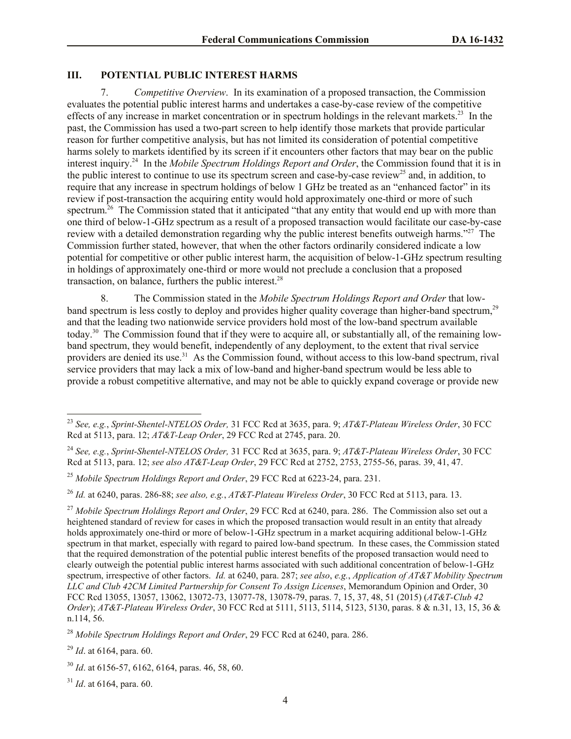## III. POTENTIAL PUBLIC INTEREST HARMS

7. *Competitive Overview*. In its examination of a proposed transaction, the Commission evaluates the potential public interest harms and undertakes a case-by-case review of the competitive effects of any increase in market concentration or in spectrum holdings in the relevant markets.[23] In the past, the Commission has used a two-part screen to help identify those markets that provide particular reason for further competitive analysis, but has not limited its consideration of potential competitive harms solely to markets identified by its screen if it encounters other factors that may bear on the public interest inquiry.[24] In the *Mobile Spectrum Holdings Report and Order*, the Commission found that it is in the public interest to continue to use its spectrum screen and case-by-case review[25] and, in addition, to require that any increase in spectrum holdings of below 1 GHz be treated as an "enhanced factor" in its review if post-transaction the acquiring entity would hold approximately one-third or more of such spectrum.[26] The Commission stated that it anticipated "that any entity that would end up with more than one third of below-1-GHz spectrum as a result of a proposed transaction would facilitate our case-by-case review with a detailed demonstration regarding why the public interest benefits outweigh harms."[27] The Commission further stated, however, that when the other factors ordinarily considered indicate a low potential for competitive or other public interest harm, the acquisition of below-1-GHz spectrum resulting in holdings of approximately one-third or more would not preclude a conclusion that a proposed transaction, on balance, furthers the public interest.[28]

8. The Commission stated in the *Mobile Spectrum Holdings Report and Order* that low-band spectrum is less costly to deploy and provides higher quality coverage than higher-band spectrum,[29] and that the leading two nationwide service providers hold most of the low-band spectrum available today.[30] The Commission found that if they were to acquire all, or substantially all, of the remaining low-band spectrum, they would benefit, independently of any deployment, to the extent that rival service providers are denied its use.[31] As the Commission found, without access to this low-band spectrum, rival service providers that may lack a mix of low-band and higher-band spectrum would be less able to provide a robust competitive alternative, and may not be able to quickly expand coverage or provide new

---

[23] *See, e.g.*, *Sprint-Shentel-NTELOS Order,* 31 FCC Rcd at 3635, para. 9; *AT&T-Plateau Wireless Order*, 30 FCC Rcd at 5113, para. 12; *AT&T-Leap Order*, 29 FCC Rcd at 2745, para. 20.

[24] *See, e.g.*, *Sprint-Shentel-NTELOS Order,* 31 FCC Rcd at 3635, para. 9; *AT&T-Plateau Wireless Order*, 30 FCC Rcd at 5113, para. 12; *see also AT&T-Leap Order*, 29 FCC Rcd at 2752, 2753, 2755-56, paras. 39, 41, 47.

[25] *Mobile Spectrum Holdings Report and Order*, 29 FCC Rcd at 6223-24, para. 231.

[26] *Id.* at 6240, paras. 286-88; *see also, e.g.*, *AT&T-Plateau Wireless Order*, 30 FCC Rcd at 5113, para. 13.

[27] *Mobile Spectrum Holdings Report and Order*, 29 FCC Rcd at 6240, para. 286. The Commission also set out a heightened standard of review for cases in which the proposed transaction would result in an entity that already holds approximately one-third or more of below-1-GHz spectrum in a market acquiring additional below-1-GHz spectrum in that market, especially with regard to paired low-band spectrum. In these cases, the Commission stated that the required demonstration of the potential public interest benefits of the proposed transaction would need to clearly outweigh the potential public interest harms associated with such additional concentration of below-1-GHz spectrum, irrespective of other factors. *Id.* at 6240, para. 287; *see also*, *e.g.*, *Application of AT&T Mobility Spectrum LLC and Club 42CM Limited Partnership for Consent To Assign Licenses*, Memorandum Opinion and Order, 30 FCC Rcd 13055, 13057, 13062, 13072-73, 13077-78, 13078-79, paras. 7, 15, 37, 48, 51 (2015) (*AT&T-Club 42 Order*); *AT&T-Plateau Wireless Order*, 30 FCC Rcd at 5111, 5113, 5114, 5123, 5130, paras. 8 & n.31, 13, 15, 36 & n.114, 56.

[28] *Mobile Spectrum Holdings Report and Order*, 29 FCC Rcd at 6240, para. 286.

[29] *Id*. at 6164, para. 60.

[30] *Id*. at 6156-57, 6162, 6164, paras. 46, 58, 60.

[31] *Id*. at 6164, para. 60.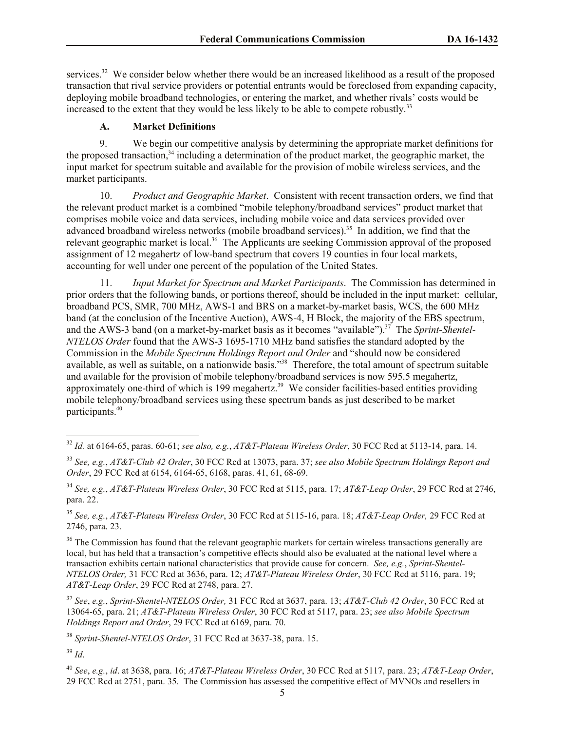services.[32] We consider below whether there would be an increased likelihood as a result of the proposed transaction that rival service providers or potential entrants would be foreclosed from expanding capacity, deploying mobile broadband technologies, or entering the market, and whether rivals' costs would be increased to the extent that they would be less likely to be able to compete robustly.[33]

### A. Market Definitions

9. We begin our competitive analysis by determining the appropriate market definitions for the proposed transaction,[34] including a determination of the product market, the geographic market, the input market for spectrum suitable and available for the provision of mobile wireless services, and the market participants.

10. *Product and Geographic Market*. Consistent with recent transaction orders, we find that the relevant product market is a combined "mobile telephony/broadband services" product market that comprises mobile voice and data services, including mobile voice and data services provided over advanced broadband wireless networks (mobile broadband services).[35] In addition, we find that the relevant geographic market is local.[36] The Applicants are seeking Commission approval of the proposed assignment of 12 megahertz of low-band spectrum that covers 19 counties in four local markets, accounting for well under one percent of the population of the United States.

11. *Input Market for Spectrum and Market Participants*. The Commission has determined in prior orders that the following bands, or portions thereof, should be included in the input market: cellular, broadband PCS, SMR, 700 MHz, AWS-1 and BRS on a market-by-market basis, WCS, the 600 MHz band (at the conclusion of the Incentive Auction), AWS-4, H Block, the majority of the EBS spectrum, and the AWS-3 band (on a market-by-market basis as it becomes "available").[37] The *Sprint-Shentel-NTELOS Order* found that the AWS-3 1695-1710 MHz band satisfies the standard adopted by the Commission in the *Mobile Spectrum Holdings Report and Order* and "should now be considered available, as well as suitable, on a nationwide basis."[38] Therefore, the total amount of spectrum suitable and available for the provision of mobile telephony/broadband services is now 595.5 megahertz, approximately one-third of which is 199 megahertz.[39] We consider facilities-based entities providing mobile telephony/broadband services using these spectrum bands as just described to be market participants.[40]

---

[32] *Id.* at 6164-65, paras. 60-61; *see also, e.g.*, *AT&T-Plateau Wireless Order*, 30 FCC Rcd at 5113-14, para. 14.

[33] *See, e.g.*, *AT&T-Club 42 Order*, 30 FCC Rcd at 13073, para. 37; *see also Mobile Spectrum Holdings Report and Order*, 29 FCC Rcd at 6154, 6164-65, 6168, paras. 41, 61, 68-69.

[34] *See, e.g.*, *AT&T-Plateau Wireless Order*, 30 FCC Rcd at 5115, para. 17; *AT&T-Leap Order*, 29 FCC Rcd at 2746, para. 22.

[35] *See, e.g.*, *AT&T-Plateau Wireless Order*, 30 FCC Rcd at 5115-16, para. 18; *AT&T-Leap Order,* 29 FCC Rcd at 2746, para. 23.

[36] The Commission has found that the relevant geographic markets for certain wireless transactions generally are local, but has held that a transaction's competitive effects should also be evaluated at the national level where a transaction exhibits certain national characteristics that provide cause for concern. *See, e.g.*, *Sprint-Shentel-NTELOS Order,* 31 FCC Rcd at 3636, para. 12; *AT&T-Plateau Wireless Order*, 30 FCC Rcd at 5116, para. 19; *AT&T-Leap Order*, 29 FCC Rcd at 2748, para. 27.

[37] *See*, *e.g.*, *Sprint-Shentel-NTELOS Order,* 31 FCC Rcd at 3637, para. 13; *AT&T-Club 42 Order*, 30 FCC Rcd at 13064-65, para. 21; *AT&T-Plateau Wireless Order*, 30 FCC Rcd at 5117, para. 23; *see also Mobile Spectrum Holdings Report and Order*, 29 FCC Rcd at 6169, para. 70.

[38] *Sprint-Shentel-NTELOS Order*, 31 FCC Rcd at 3637-38, para. 15.

[39] *Id*.

[40] *See*, *e.g.*, *id*. at 3638, para. 16; *AT&T-Plateau Wireless Order*, 30 FCC Rcd at 5117, para. 23; *AT&T-Leap Order*, 29 FCC Rcd at 2751, para. 35. The Commission has assessed the competitive effect of MVNOs and resellers in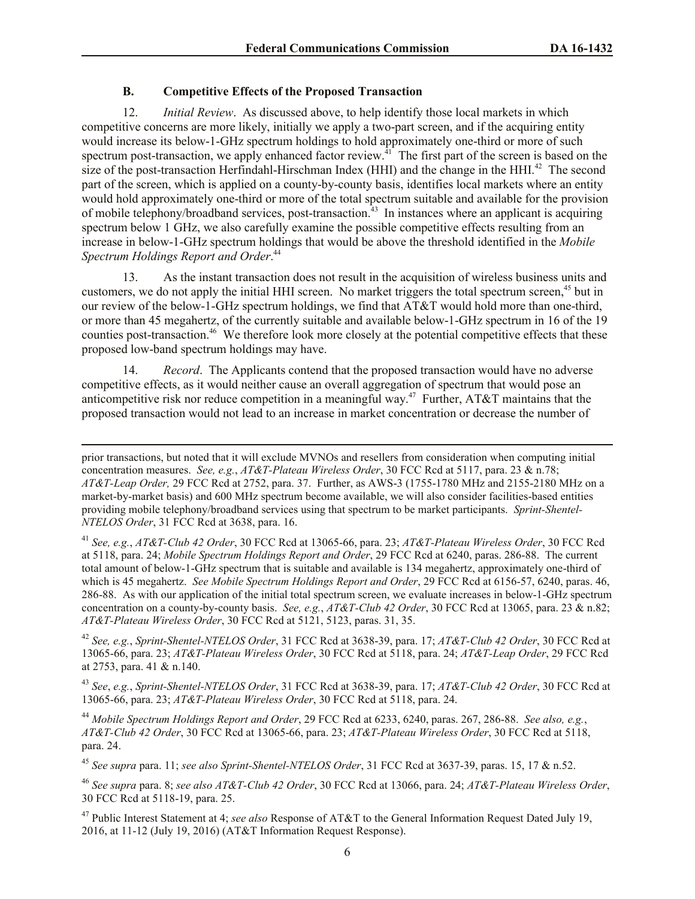### B. Competitive Effects of the Proposed Transaction

12. *Initial Review*. As discussed above, to help identify those local markets in which competitive concerns are more likely, initially we apply a two-part screen, and if the acquiring entity would increase its below-1-GHz spectrum holdings to hold approximately one-third or more of such spectrum post-transaction, we apply enhanced factor review.[41] The first part of the screen is based on the size of the post-transaction Herfindahl-Hirschman Index (HHI) and the change in the HHI.[42] The second part of the screen, which is applied on a county-by-county basis, identifies local markets where an entity would hold approximately one-third or more of the total spectrum suitable and available for the provision of mobile telephony/broadband services, post-transaction.[43] In instances where an applicant is acquiring spectrum below 1 GHz, we also carefully examine the possible competitive effects resulting from an increase in below-1-GHz spectrum holdings that would be above the threshold identified in the *Mobile Spectrum Holdings Report and Order*.[44]

13. As the instant transaction does not result in the acquisition of wireless business units and customers, we do not apply the initial HHI screen. No market triggers the total spectrum screen,[45] but in our review of the below-1-GHz spectrum holdings, we find that AT&T would hold more than one-third, or more than 45 megahertz, of the currently suitable and available below-1-GHz spectrum in 16 of the 19 counties post-transaction.[46] We therefore look more closely at the potential competitive effects that these proposed low-band spectrum holdings may have.

14. *Record*. The Applicants contend that the proposed transaction would have no adverse competitive effects, as it would neither cause an overall aggregation of spectrum that would pose an anticompetitive risk nor reduce competition in a meaningful way.[47] Further, AT&T maintains that the proposed transaction would not lead to an increase in market concentration or decrease the number of

---

prior transactions, but noted that it will exclude MVNOs and resellers from consideration when computing initial concentration measures. *See, e.g.*, *AT&T-Plateau Wireless Order*, 30 FCC Rcd at 5117, para. 23 & n.78; *AT&T-Leap Order,* 29 FCC Rcd at 2752, para. 37. Further, as AWS-3 (1755-1780 MHz and 2155-2180 MHz on a market-by-market basis) and 600 MHz spectrum become available, we will also consider facilities-based entities providing mobile telephony/broadband services using that spectrum to be market participants. *Sprint-Shentel-NTELOS Order*, 31 FCC Rcd at 3638, para. 16.

[41] *See, e.g.*, *AT&T-Club 42 Order*, 30 FCC Rcd at 13065-66, para. 23; *AT&T-Plateau Wireless Order*, 30 FCC Rcd at 5118, para. 24; *Mobile Spectrum Holdings Report and Order*, 29 FCC Rcd at 6240, paras. 286-88. The current total amount of below-1-GHz spectrum that is suitable and available is 134 megahertz, approximately one-third of which is 45 megahertz. *See Mobile Spectrum Holdings Report and Order*, 29 FCC Rcd at 6156-57, 6240, paras. 46, 286-88. As with our application of the initial total spectrum screen, we evaluate increases in below-1-GHz spectrum concentration on a county-by-county basis. *See, e.g.*, *AT&T-Club 42 Order*, 30 FCC Rcd at 13065, para. 23 & n.82; *AT&T-Plateau Wireless Order*, 30 FCC Rcd at 5121, 5123, paras. 31, 35.

[42] *See, e.g.*, *Sprint-Shentel-NTELOS Order*, 31 FCC Rcd at 3638-39, para. 17; *AT&T-Club 42 Order*, 30 FCC Rcd at 13065-66, para. 23; *AT&T-Plateau Wireless Order*, 30 FCC Rcd at 5118, para. 24; *AT&T-Leap Order*, 29 FCC Rcd at 2753, para. 41 & n.140.

[43] *See*, *e.g.*, *Sprint-Shentel-NTELOS Order*, 31 FCC Rcd at 3638-39, para. 17; *AT&T-Club 42 Order*, 30 FCC Rcd at 13065-66, para. 23; *AT&T-Plateau Wireless Order*, 30 FCC Rcd at 5118, para. 24.

[44] *Mobile Spectrum Holdings Report and Order*, 29 FCC Rcd at 6233, 6240, paras. 267, 286-88. *See also, e.g.*, *AT&T-Club 42 Order*, 30 FCC Rcd at 13065-66, para. 23; *AT&T-Plateau Wireless Order*, 30 FCC Rcd at 5118, para. 24.

[45] *See supra* para. 11; *see also Sprint-Shentel-NTELOS Order*, 31 FCC Rcd at 3637-39, paras. 15, 17 & n.52.

[46] *See supra* para. 8; *see also AT&T-Club 42 Order*, 30 FCC Rcd at 13066, para. 24; *AT&T-Plateau Wireless Order*, 30 FCC Rcd at 5118-19, para. 25.

[47] Public Interest Statement at 4; *see also* Response of AT&T to the General Information Request Dated July 19, 2016, at 11-12 (July 19, 2016) (AT&T Information Request Response).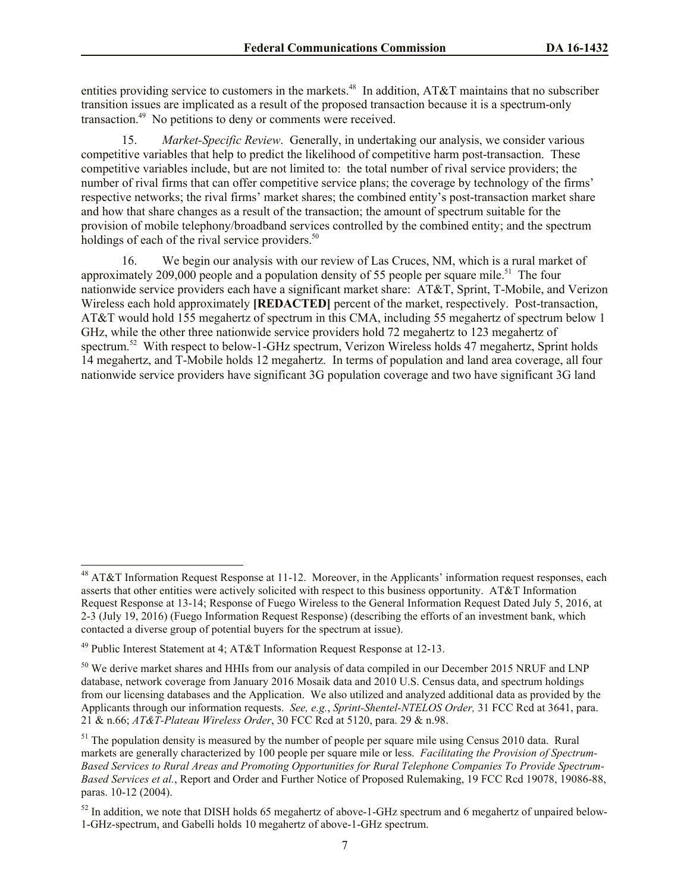entities providing service to customers in the markets.[48] In addition, AT&T maintains that no subscriber transition issues are implicated as a result of the proposed transaction because it is a spectrum-only transaction.[49] No petitions to deny or comments were received.

15. *Market-Specific Review*. Generally, in undertaking our analysis, we consider various competitive variables that help to predict the likelihood of competitive harm post-transaction. These competitive variables include, but are not limited to: the total number of rival service providers; the number of rival firms that can offer competitive service plans; the coverage by technology of the firms' respective networks; the rival firms' market shares; the combined entity's post-transaction market share and how that share changes as a result of the transaction; the amount of spectrum suitable for the provision of mobile telephony/broadband services controlled by the combined entity; and the spectrum holdings of each of the rival service providers.[50]

16. We begin our analysis with our review of Las Cruces, NM, which is a rural market of approximately 209,000 people and a population density of 55 people per square mile.[51] The four nationwide service providers each have a significant market share: AT&T, Sprint, T-Mobile, and Verizon Wireless each hold approximately **[REDACTED]** percent of the market, respectively. Post-transaction, AT&T would hold 155 megahertz of spectrum in this CMA, including 55 megahertz of spectrum below 1 GHz, while the other three nationwide service providers hold 72 megahertz to 123 megahertz of spectrum.[52] With respect to below-1-GHz spectrum, Verizon Wireless holds 47 megahertz, Sprint holds 14 megahertz, and T-Mobile holds 12 megahertz. In terms of population and land area coverage, all four nationwide service providers have significant 3G population coverage and two have significant 3G land

---

[48] AT&T Information Request Response at 11-12. Moreover, in the Applicants' information request responses, each asserts that other entities were actively solicited with respect to this business opportunity. AT&T Information Request Response at 13-14; Response of Fuego Wireless to the General Information Request Dated July 5, 2016, at 2-3 (July 19, 2016) (Fuego Information Request Response) (describing the efforts of an investment bank, which contacted a diverse group of potential buyers for the spectrum at issue).

[49] Public Interest Statement at 4; AT&T Information Request Response at 12-13.

[50] We derive market shares and HHIs from our analysis of data compiled in our December 2015 NRUF and LNP database, network coverage from January 2016 Mosaik data and 2010 U.S. Census data, and spectrum holdings from our licensing databases and the Application. We also utilized and analyzed additional data as provided by the Applicants through our information requests. *See, e.g.*, *Sprint-Shentel-NTELOS Order,* 31 FCC Rcd at 3641, para. 21 & n.66; *AT&T-Plateau Wireless Order*, 30 FCC Rcd at 5120, para. 29 & n.98.

[51] The population density is measured by the number of people per square mile using Census 2010 data. Rural markets are generally characterized by 100 people per square mile or less. *Facilitating the Provision of Spectrum-Based Services to Rural Areas and Promoting Opportunities for Rural Telephone Companies To Provide Spectrum-Based Services et al.*, Report and Order and Further Notice of Proposed Rulemaking, 19 FCC Rcd 19078, 19086-88, paras. 10-12 (2004).

[52] In addition, we note that DISH holds 65 megahertz of above-1-GHz spectrum and 6 megahertz of unpaired below-1-GHz-spectrum, and Gabelli holds 10 megahertz of above-1-GHz spectrum.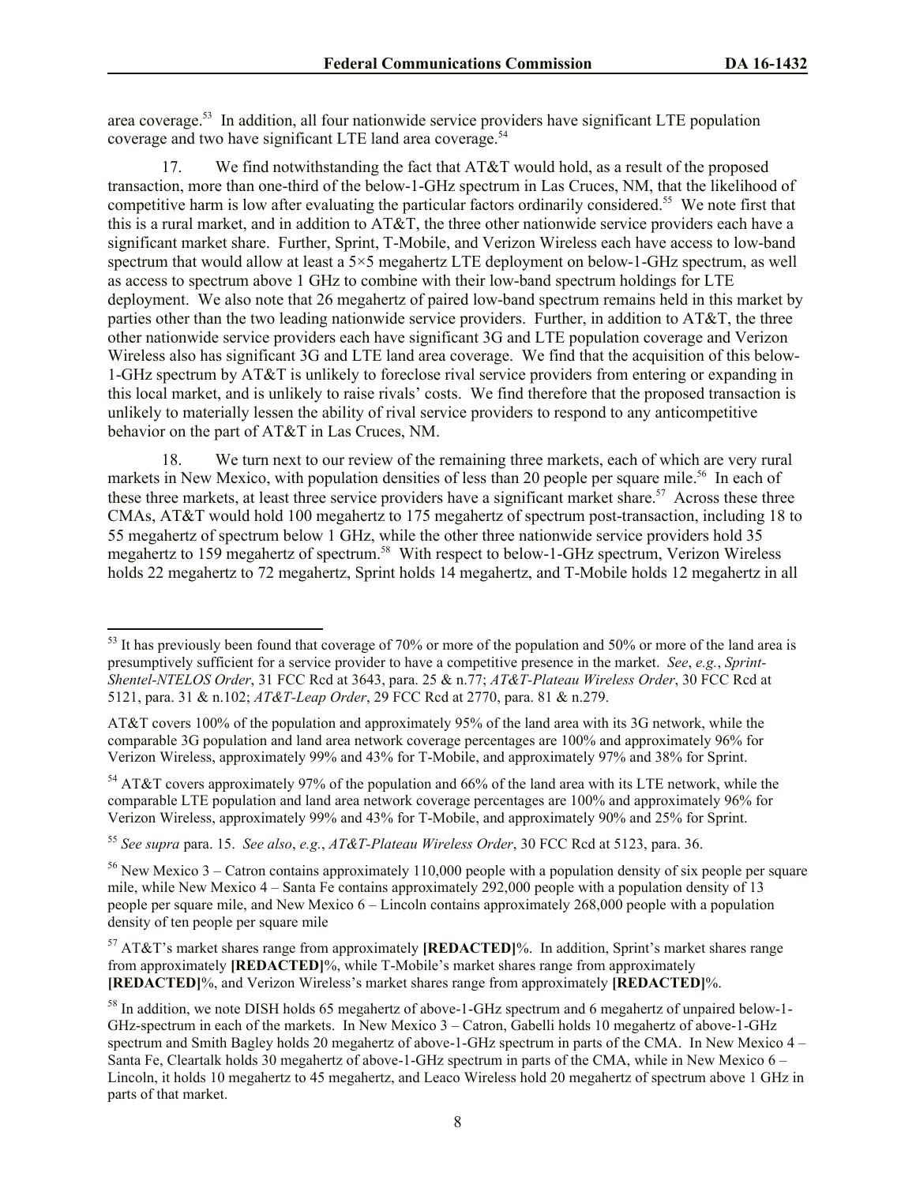area coverage.[53] In addition, all four nationwide service providers have significant LTE population coverage and two have significant LTE land area coverage.[54]

17. We find notwithstanding the fact that AT&T would hold, as a result of the proposed transaction, more than one-third of the below-1-GHz spectrum in Las Cruces, NM, that the likelihood of competitive harm is low after evaluating the particular factors ordinarily considered.[55] We note first that this is a rural market, and in addition to AT&T, the three other nationwide service providers each have a significant market share. Further, Sprint, T-Mobile, and Verizon Wireless each have access to low-band spectrum that would allow at least a 5×5 megahertz LTE deployment on below-1-GHz spectrum, as well as access to spectrum above 1 GHz to combine with their low-band spectrum holdings for LTE deployment. We also note that 26 megahertz of paired low-band spectrum remains held in this market by parties other than the two leading nationwide service providers. Further, in addition to AT&T, the three other nationwide service providers each have significant 3G and LTE population coverage and Verizon Wireless also has significant 3G and LTE land area coverage. We find that the acquisition of this below-1-GHz spectrum by AT&T is unlikely to foreclose rival service providers from entering or expanding in this local market, and is unlikely to raise rivals' costs. We find therefore that the proposed transaction is unlikely to materially lessen the ability of rival service providers to respond to any anticompetitive behavior on the part of AT&T in Las Cruces, NM.

18. We turn next to our review of the remaining three markets, each of which are very rural markets in New Mexico, with population densities of less than 20 people per square mile.[56] In each of these three markets, at least three service providers have a significant market share.[57] Across these three CMAs, AT&T would hold 100 megahertz to 175 megahertz of spectrum post-transaction, including 18 to 55 megahertz of spectrum below 1 GHz, while the other three nationwide service providers hold 35 megahertz to 159 megahertz of spectrum.[58] With respect to below-1-GHz spectrum, Verizon Wireless holds 22 megahertz to 72 megahertz, Sprint holds 14 megahertz, and T-Mobile holds 12 megahertz in all

---

[53] It has previously been found that coverage of 70% or more of the population and 50% or more of the land area is presumptively sufficient for a service provider to have a competitive presence in the market. *See*, *e.g.*, *Sprint-Shentel-NTELOS Order*, 31 FCC Rcd at 3643, para. 25 & n.77; *AT&T-Plateau Wireless Order*, 30 FCC Rcd at 5121, para. 31 & n.102; *AT&T-Leap Order*, 29 FCC Rcd at 2770, para. 81 & n.279.

AT&T covers 100% of the population and approximately 95% of the land area with its 3G network, while the comparable 3G population and land area network coverage percentages are 100% and approximately 96% for Verizon Wireless, approximately 99% and 43% for T-Mobile, and approximately 97% and 38% for Sprint.

[54] AT&T covers approximately 97% of the population and 66% of the land area with its LTE network, while the comparable LTE population and land area network coverage percentages are 100% and approximately 96% for Verizon Wireless, approximately 99% and 43% for T-Mobile, and approximately 90% and 25% for Sprint.

[55] *See supra* para. 15. *See also*, *e.g.*, *AT&T-Plateau Wireless Order*, 30 FCC Rcd at 5123, para. 36.

[56] New Mexico 3 – Catron contains approximately 110,000 people with a population density of six people per square mile, while New Mexico 4 – Santa Fe contains approximately 292,000 people with a population density of 13 people per square mile, and New Mexico 6 – Lincoln contains approximately 268,000 people with a population density of ten people per square mile

[57] AT&T's market shares range from approximately **[REDACTED]**%. In addition, Sprint's market shares range from approximately **[REDACTED]**%, while T-Mobile's market shares range from approximately **[REDACTED]**%, and Verizon Wireless's market shares range from approximately **[REDACTED]**%.

[58] In addition, we note DISH holds 65 megahertz of above-1-GHz spectrum and 6 megahertz of unpaired below-1-GHz-spectrum in each of the markets. In New Mexico 3 – Catron, Gabelli holds 10 megahertz of above-1-GHz spectrum and Smith Bagley holds 20 megahertz of above-1-GHz spectrum in parts of the CMA. In New Mexico 4 – Santa Fe, Cleartalk holds 30 megahertz of above-1-GHz spectrum in parts of the CMA, while in New Mexico 6 – Lincoln, it holds 10 megahertz to 45 megahertz, and Leaco Wireless hold 20 megahertz of spectrum above 1 GHz in parts of that market.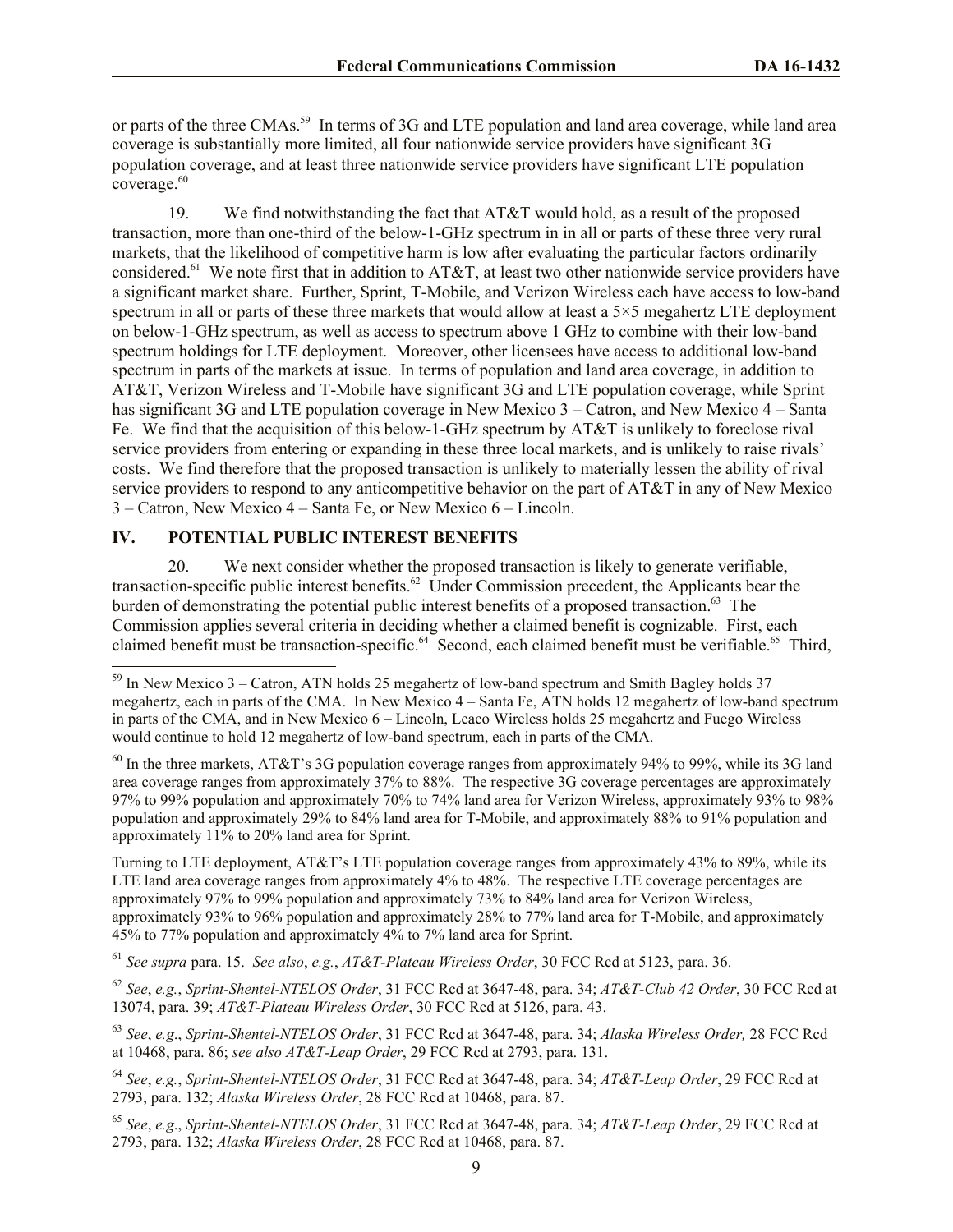or parts of the three CMAs.[59] In terms of 3G and LTE population and land area coverage, while land area coverage is substantially more limited, all four nationwide service providers have significant 3G population coverage, and at least three nationwide service providers have significant LTE population coverage.[60]

19. We find notwithstanding the fact that AT&T would hold, as a result of the proposed transaction, more than one-third of the below-1-GHz spectrum in in all or parts of these three very rural markets, that the likelihood of competitive harm is low after evaluating the particular factors ordinarily considered.[61] We note first that in addition to AT&T, at least two other nationwide service providers have a significant market share. Further, Sprint, T-Mobile, and Verizon Wireless each have access to low-band spectrum in all or parts of these three markets that would allow at least a 5×5 megahertz LTE deployment on below-1-GHz spectrum, as well as access to spectrum above 1 GHz to combine with their low-band spectrum holdings for LTE deployment. Moreover, other licensees have access to additional low-band spectrum in parts of the markets at issue. In terms of population and land area coverage, in addition to AT&T, Verizon Wireless and T-Mobile have significant 3G and LTE population coverage, while Sprint has significant 3G and LTE population coverage in New Mexico 3 – Catron, and New Mexico 4 – Santa Fe. We find that the acquisition of this below-1-GHz spectrum by AT&T is unlikely to foreclose rival service providers from entering or expanding in these three local markets, and is unlikely to raise rivals' costs. We find therefore that the proposed transaction is unlikely to materially lessen the ability of rival service providers to respond to any anticompetitive behavior on the part of AT&T in any of New Mexico 3 – Catron, New Mexico 4 – Santa Fe, or New Mexico 6 – Lincoln.

## IV. POTENTIAL PUBLIC INTEREST BENEFITS

20. We next consider whether the proposed transaction is likely to generate verifiable, transaction-specific public interest benefits.[62] Under Commission precedent, the Applicants bear the burden of demonstrating the potential public interest benefits of a proposed transaction.[63] The Commission applies several criteria in deciding whether a claimed benefit is cognizable. First, each claimed benefit must be transaction-specific.[64] Second, each claimed benefit must be verifiable.[65] Third,

---

[59] In New Mexico 3 – Catron, ATN holds 25 megahertz of low-band spectrum and Smith Bagley holds 37 megahertz, each in parts of the CMA. In New Mexico 4 – Santa Fe, ATN holds 12 megahertz of low-band spectrum in parts of the CMA, and in New Mexico 6 – Lincoln, Leaco Wireless holds 25 megahertz and Fuego Wireless would continue to hold 12 megahertz of low-band spectrum, each in parts of the CMA.

[60] In the three markets, AT&T's 3G population coverage ranges from approximately 94% to 99%, while its 3G land area coverage ranges from approximately 37% to 88%. The respective 3G coverage percentages are approximately 97% to 99% population and approximately 70% to 74% land area for Verizon Wireless, approximately 93% to 98% population and approximately 29% to 84% land area for T-Mobile, and approximately 88% to 91% population and approximately 11% to 20% land area for Sprint.

Turning to LTE deployment, AT&T's LTE population coverage ranges from approximately 43% to 89%, while its LTE land area coverage ranges from approximately 4% to 48%. The respective LTE coverage percentages are approximately 97% to 99% population and approximately 73% to 84% land area for Verizon Wireless, approximately 93% to 96% population and approximately 28% to 77% land area for T-Mobile, and approximately 45% to 77% population and approximately 4% to 7% land area for Sprint.

[61] *See supra* para. 15. *See also*, *e.g.*, *AT&T-Plateau Wireless Order*, 30 FCC Rcd at 5123, para. 36.

[62] *See*, *e.g.*, *Sprint-Shentel-NTELOS Order*, 31 FCC Rcd at 3647-48, para. 34; *AT&T-Club 42 Order*, 30 FCC Rcd at 13074, para. 39; *AT&T-Plateau Wireless Order*, 30 FCC Rcd at 5126, para. 43.

[63] *See*, *e.g*., *Sprint-Shentel-NTELOS Order*, 31 FCC Rcd at 3647-48, para. 34; *Alaska Wireless Order,* 28 FCC Rcd at 10468, para. 86; *see also AT&T-Leap Order*, 29 FCC Rcd at 2793, para. 131.

[64] *See*, *e.g.*, *Sprint-Shentel-NTELOS Order*, 31 FCC Rcd at 3647-48, para. 34; *AT&T-Leap Order*, 29 FCC Rcd at 2793, para. 132; *Alaska Wireless Order*, 28 FCC Rcd at 10468, para. 87.

[65] *See*, *e.g*., *Sprint-Shentel-NTELOS Order*, 31 FCC Rcd at 3647-48, para. 34; *AT&T-Leap Order*, 29 FCC Rcd at 2793, para. 132; *Alaska Wireless Order*, 28 FCC Rcd at 10468, para. 87.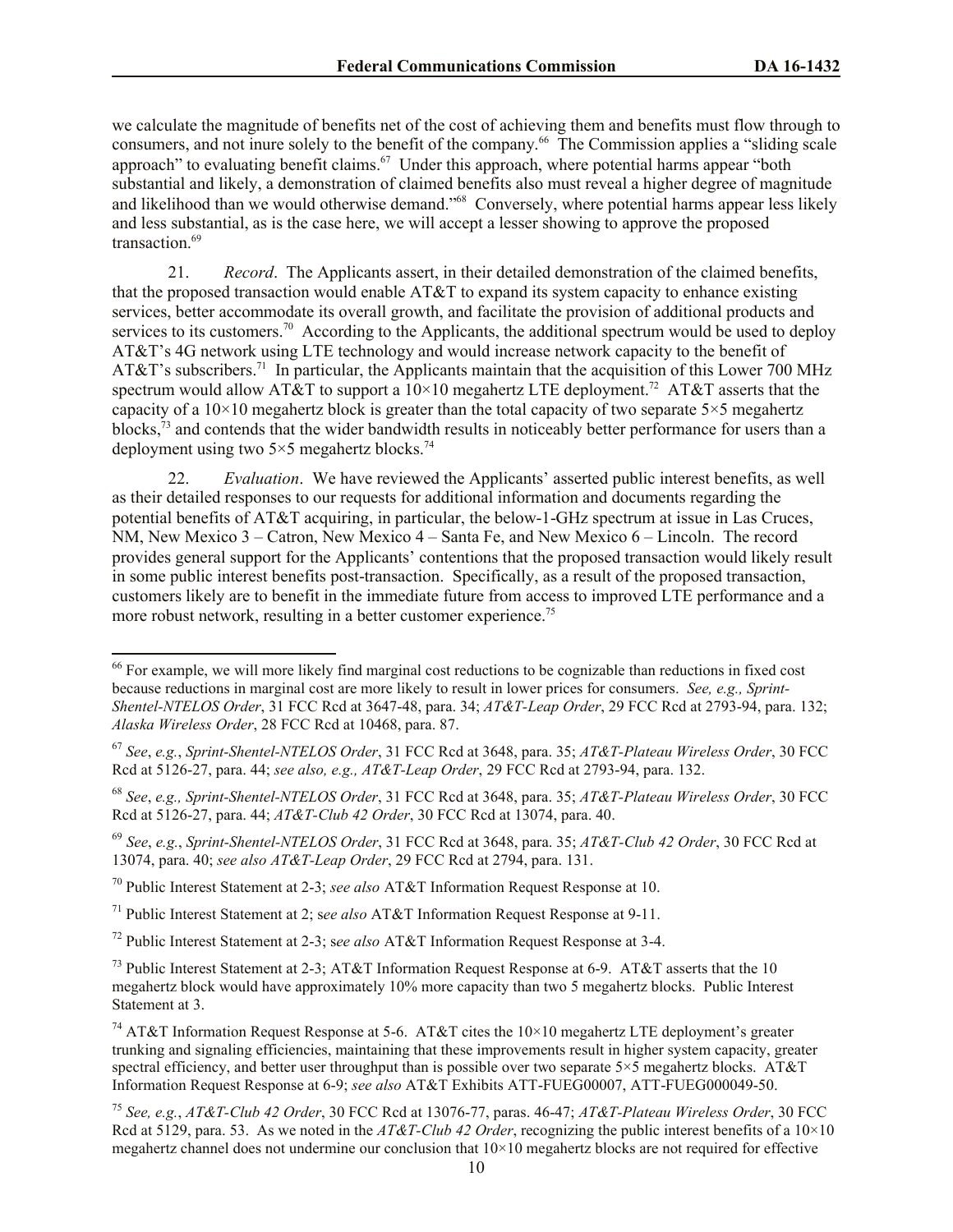we calculate the magnitude of benefits net of the cost of achieving them and benefits must flow through to consumers, and not inure solely to the benefit of the company.[66] The Commission applies a "sliding scale approach" to evaluating benefit claims.[67] Under this approach, where potential harms appear "both substantial and likely, a demonstration of claimed benefits also must reveal a higher degree of magnitude and likelihood than we would otherwise demand."[68] Conversely, where potential harms appear less likely and less substantial, as is the case here, we will accept a lesser showing to approve the proposed transaction.[69]

21. *Record*. The Applicants assert, in their detailed demonstration of the claimed benefits, that the proposed transaction would enable AT&T to expand its system capacity to enhance existing services, better accommodate its overall growth, and facilitate the provision of additional products and services to its customers.[70] According to the Applicants, the additional spectrum would be used to deploy AT&T's 4G network using LTE technology and would increase network capacity to the benefit of AT&T's subscribers.[71] In particular, the Applicants maintain that the acquisition of this Lower 700 MHz spectrum would allow AT&T to support a 10×10 megahertz LTE deployment.[72] AT&T asserts that the capacity of a 10×10 megahertz block is greater than the total capacity of two separate 5×5 megahertz blocks,[73] and contends that the wider bandwidth results in noticeably better performance for users than a deployment using two 5×5 megahertz blocks.[74]

22. *Evaluation*. We have reviewed the Applicants' asserted public interest benefits, as well as their detailed responses to our requests for additional information and documents regarding the potential benefits of AT&T acquiring, in particular, the below-1-GHz spectrum at issue in Las Cruces, NM, New Mexico 3 – Catron, New Mexico 4 – Santa Fe, and New Mexico 6 – Lincoln. The record provides general support for the Applicants' contentions that the proposed transaction would likely result in some public interest benefits post-transaction. Specifically, as a result of the proposed transaction, customers likely are to benefit in the immediate future from access to improved LTE performance and a more robust network, resulting in a better customer experience.[75]

---

[66] For example, we will more likely find marginal cost reductions to be cognizable than reductions in fixed cost because reductions in marginal cost are more likely to result in lower prices for consumers. *See, e.g., Sprint-Shentel-NTELOS Order*, 31 FCC Rcd at 3647-48, para. 34; *AT&T-Leap Order*, 29 FCC Rcd at 2793-94, para. 132; *Alaska Wireless Order*, 28 FCC Rcd at 10468, para. 87.

[67] *See*, *e.g.*, *Sprint-Shentel-NTELOS Order*, 31 FCC Rcd at 3648, para. 35; *AT&T-Plateau Wireless Order*, 30 FCC Rcd at 5126-27, para. 44; *see also, e.g., AT&T-Leap Order*, 29 FCC Rcd at 2793-94, para. 132.

[68] *See*, *e.g., Sprint-Shentel-NTELOS Order*, 31 FCC Rcd at 3648, para. 35; *AT&T-Plateau Wireless Order*, 30 FCC Rcd at 5126-27, para. 44; *AT&T-Club 42 Order*, 30 FCC Rcd at 13074, para. 40.

[69] *See*, *e.g.*, *Sprint-Shentel-NTELOS Order*, 31 FCC Rcd at 3648, para. 35; *AT&T-Club 42 Order*, 30 FCC Rcd at 13074, para. 40; *see also AT&T-Leap Order*, 29 FCC Rcd at 2794, para. 131.

[70] Public Interest Statement at 2-3; *see also* AT&T Information Request Response at 10.

[71] Public Interest Statement at 2; s*ee also* AT&T Information Request Response at 9-11.

[72] Public Interest Statement at 2-3; s*ee also* AT&T Information Request Response at 3-4.

[73] Public Interest Statement at 2-3; AT&T Information Request Response at 6-9. AT&T asserts that the 10 megahertz block would have approximately 10% more capacity than two 5 megahertz blocks. Public Interest Statement at 3.

[74] AT&T Information Request Response at 5-6. AT&T cites the 10×10 megahertz LTE deployment's greater trunking and signaling efficiencies, maintaining that these improvements result in higher system capacity, greater spectral efficiency, and better user throughput than is possible over two separate 5×5 megahertz blocks. AT&T Information Request Response at 6-9; *see also* AT&T Exhibits ATT-FUEG00007, ATT-FUEG000049-50.

[75] *See, e.g.*, *AT&T-Club 42 Order*, 30 FCC Rcd at 13076-77, paras. 46-47; *AT&T-Plateau Wireless Order*, 30 FCC Rcd at 5129, para. 53. As we noted in the *AT&T-Club 42 Order*, recognizing the public interest benefits of a 10×10 megahertz channel does not undermine our conclusion that 10×10 megahertz blocks are not required for effective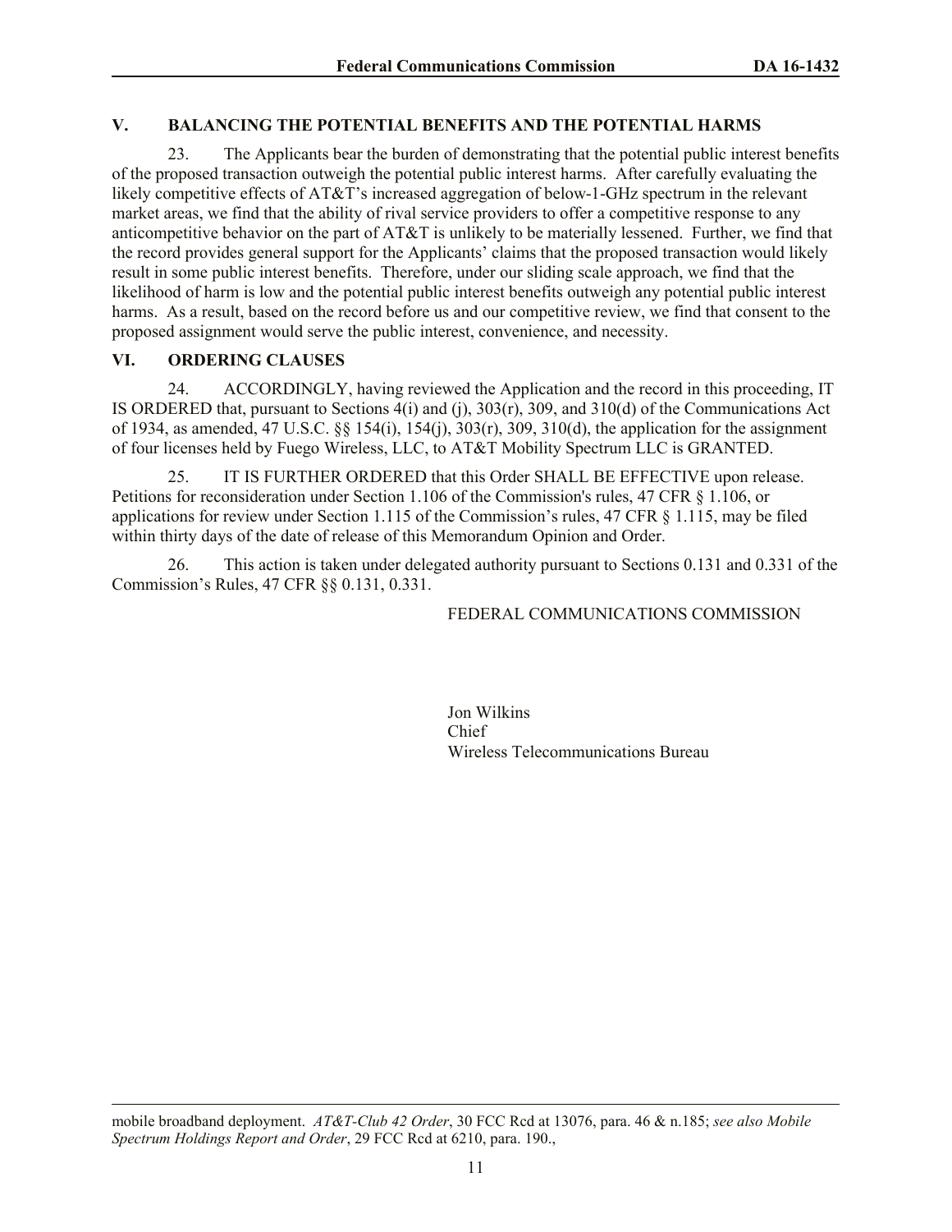## V. BALANCING THE POTENTIAL BENEFITS AND THE POTENTIAL HARMS

23. The Applicants bear the burden of demonstrating that the potential public interest benefits of the proposed transaction outweigh the potential public interest harms. After carefully evaluating the likely competitive effects of AT&T's increased aggregation of below-1-GHz spectrum in the relevant market areas, we find that the ability of rival service providers to offer a competitive response to any anticompetitive behavior on the part of AT&T is unlikely to be materially lessened. Further, we find that the record provides general support for the Applicants' claims that the proposed transaction would likely result in some public interest benefits. Therefore, under our sliding scale approach, we find that the likelihood of harm is low and the potential public interest benefits outweigh any potential public interest harms. As a result, based on the record before us and our competitive review, we find that consent to the proposed assignment would serve the public interest, convenience, and necessity.

## VI. ORDERING CLAUSES

24. ACCORDINGLY, having reviewed the Application and the record in this proceeding, IT IS ORDERED that, pursuant to Sections 4(i) and (j), 303(r), 309, and 310(d) of the Communications Act of 1934, as amended, 47 U.S.C. §§ 154(i), 154(j), 303(r), 309, 310(d), the application for the assignment of four licenses held by Fuego Wireless, LLC, to AT&T Mobility Spectrum LLC is GRANTED.

25. IT IS FURTHER ORDERED that this Order SHALL BE EFFECTIVE upon release. Petitions for reconsideration under Section 1.106 of the Commission's rules, 47 CFR § 1.106, or applications for review under Section 1.115 of the Commission's rules, 47 CFR § 1.115, may be filed within thirty days of the date of release of this Memorandum Opinion and Order.

26. This action is taken under delegated authority pursuant to Sections 0.131 and 0.331 of the Commission's Rules, 47 CFR §§ 0.131, 0.331.

FEDERAL COMMUNICATIONS COMMISSION

Jon Wilkins
Chief
Wireless Telecommunications Bureau

---

mobile broadband deployment. *AT&T-Club 42 Order*, 30 FCC Rcd at 13076, para. 46 & n.185; *see also Mobile Spectrum Holdings Report and Order*, 29 FCC Rcd at 6210, para. 190.,